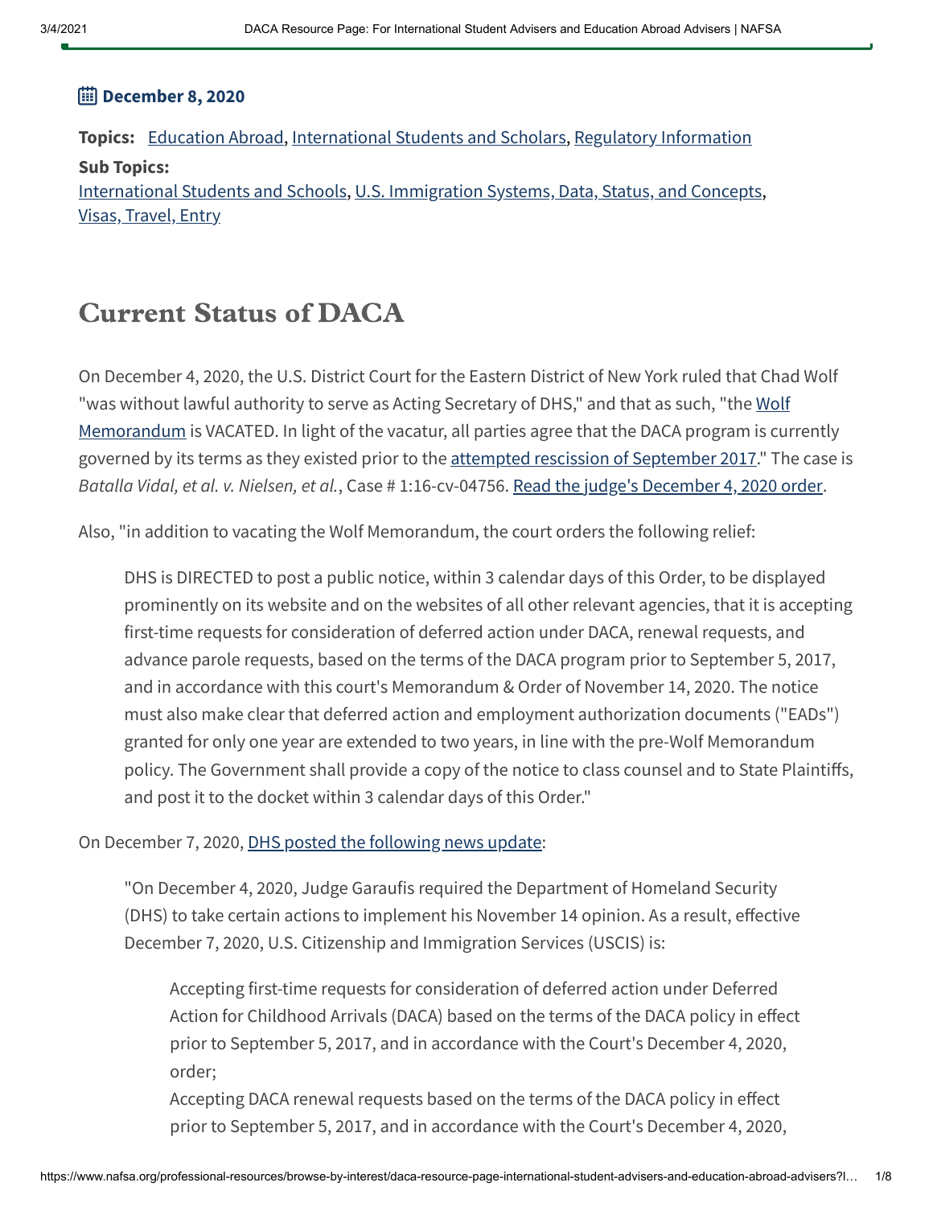**December 8, 2020**

**Topics:** Education Abroad, International Students and Scholars, Regulatory Information

**Sub Topics:**
International Students and Schools, U.S. Immigration Systems, Data, Status, and Concepts, Visas, Travel, Entry

# Current Status of DACA

On December 4, 2020, the U.S. District Court for the Eastern District of New York ruled that Chad Wolf "was without lawful authority to serve as Acting Secretary of DHS," and that as such, "the Wolf Memorandum is VACATED. In light of the vacatur, all parties agree that the DACA program is currently governed by its terms as they existed prior to the attempted rescission of September 2017." The case is *Batalla Vidal, et al. v. Nielsen, et al.*, Case # 1:16-cv-04756. Read the judge's December 4, 2020 order.

Also, "in addition to vacating the Wolf Memorandum, the court orders the following relief:

> DHS is DIRECTED to post a public notice, within 3 calendar days of this Order, to be displayed prominently on its website and on the websites of all other relevant agencies, that it is accepting first-time requests for consideration of deferred action under DACA, renewal requests, and advance parole requests, based on the terms of the DACA program prior to September 5, 2017, and in accordance with this court's Memorandum & Order of November 14, 2020. The notice must also make clear that deferred action and employment authorization documents ("EADs") granted for only one year are extended to two years, in line with the pre-Wolf Memorandum policy. The Government shall provide a copy of the notice to class counsel and to State Plaintiffs, and post it to the docket within 3 calendar days of this Order."

On December 7, 2020, DHS posted the following news update:

> "On December 4, 2020, Judge Garaufis required the Department of Homeland Security (DHS) to take certain actions to implement his November 14 opinion. As a result, effective December 7, 2020, U.S. Citizenship and Immigration Services (USCIS) is:
>
> > Accepting first-time requests for consideration of deferred action under Deferred Action for Childhood Arrivals (DACA) based on the terms of the DACA policy in effect prior to September 5, 2017, and in accordance with the Court's December 4, 2020, order;
> >
> > Accepting DACA renewal requests based on the terms of the DACA policy in effect prior to September 5, 2017, and in accordance with the Court's December 4, 2020,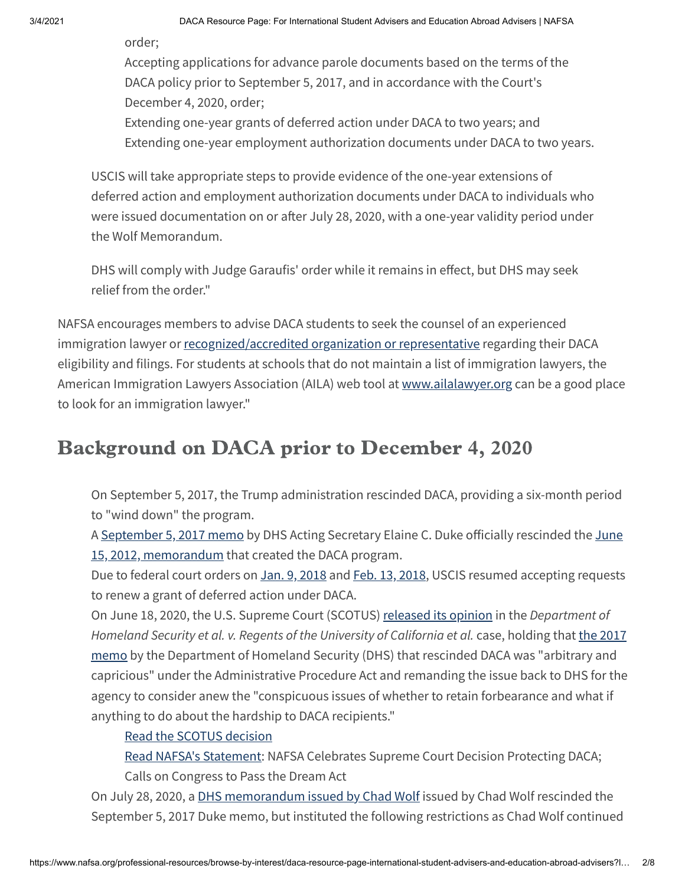order;
- Accepting applications for advance parole documents based on the terms of the DACA policy prior to September 5, 2017, and in accordance with the Court's December 4, 2020, order;
- Extending one-year grants of deferred action under DACA to two years; and
- Extending one-year employment authorization documents under DACA to two years.

USCIS will take appropriate steps to provide evidence of the one-year extensions of deferred action and employment authorization documents under DACA to individuals who were issued documentation on or after July 28, 2020, with a one-year validity period under the Wolf Memorandum.

DHS will comply with Judge Garaufis' order while it remains in effect, but DHS may seek relief from the order."

NAFSA encourages members to advise DACA students to seek the counsel of an experienced immigration lawyer or recognized/accredited organization or representative regarding their DACA eligibility and filings. For students at schools that do not maintain a list of immigration lawyers, the American Immigration Lawyers Association (AILA) web tool at www.ailalawyer.org can be a good place to look for an immigration lawyer."

## Background on DACA prior to December 4, 2020

- On September 5, 2017, the Trump administration rescinded DACA, providing a six-month period to "wind down" the program.
- A September 5, 2017 memo by DHS Acting Secretary Elaine C. Duke officially rescinded the June 15, 2012, memorandum that created the DACA program.
- Due to federal court orders on Jan. 9, 2018 and Feb. 13, 2018, USCIS resumed accepting requests to renew a grant of deferred action under DACA.
- On June 18, 2020, the U.S. Supreme Court (SCOTUS) released its opinion in the *Department of Homeland Security et al. v. Regents of the University of California et al.* case, holding that the 2017 memo by the Department of Homeland Security (DHS) that rescinded DACA was "arbitrary and capricious" under the Administrative Procedure Act and remanding the issue back to DHS for the agency to consider anew the "conspicuous issues of whether to retain forbearance and what if anything to do about the hardship to DACA recipients."
  - Read the SCOTUS decision
  - Read NAFSA's Statement: NAFSA Celebrates Supreme Court Decision Protecting DACA; Calls on Congress to Pass the Dream Act
- On July 28, 2020, a DHS memorandum issued by Chad Wolf issued by Chad Wolf rescinded the September 5, 2017 Duke memo, but instituted the following restrictions as Chad Wolf continued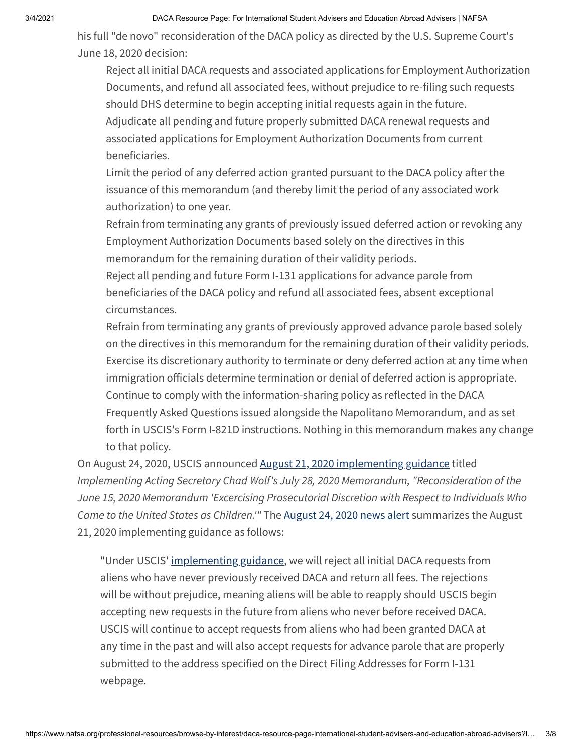his full "de novo" reconsideration of the DACA policy as directed by the U.S. Supreme Court's June 18, 2020 decision:

- Reject all initial DACA requests and associated applications for Employment Authorization Documents, and refund all associated fees, without prejudice to re-filing such requests should DHS determine to begin accepting initial requests again in the future.
- Adjudicate all pending and future properly submitted DACA renewal requests and associated applications for Employment Authorization Documents from current beneficiaries.
- Limit the period of any deferred action granted pursuant to the DACA policy after the issuance of this memorandum (and thereby limit the period of any associated work authorization) to one year.
- Refrain from terminating any grants of previously issued deferred action or revoking any Employment Authorization Documents based solely on the directives in this memorandum for the remaining duration of their validity periods.
- Reject all pending and future Form I-131 applications for advance parole from beneficiaries of the DACA policy and refund all associated fees, absent exceptional circumstances.
- Refrain from terminating any grants of previously approved advance parole based solely on the directives in this memorandum for the remaining duration of their validity periods.
- Exercise its discretionary authority to terminate or deny deferred action at any time when immigration officials determine termination or denial of deferred action is appropriate.
- Continue to comply with the information-sharing policy as reflected in the DACA Frequently Asked Questions issued alongside the Napolitano Memorandum, and as set forth in USCIS's Form I-821D instructions. Nothing in this memorandum makes any change to that policy.

On August 24, 2020, USCIS announced August 21, 2020 implementing guidance titled *Implementing Acting Secretary Chad Wolf's July 28, 2020 Memorandum, "Reconsideration of the June 15, 2020 Memorandum 'Excercising Prosecutorial Discretion with Respect to Individuals Who Came to the United States as Children.'"* The August 24, 2020 news alert summarizes the August 21, 2020 implementing guidance as follows:

> "Under USCIS' implementing guidance, we will reject all initial DACA requests from aliens who have never previously received DACA and return all fees. The rejections will be without prejudice, meaning aliens will be able to reapply should USCIS begin accepting new requests in the future from aliens who never before received DACA. USCIS will continue to accept requests from aliens who had been granted DACA at any time in the past and will also accept requests for advance parole that are properly submitted to the address specified on the Direct Filing Addresses for Form I-131 webpage.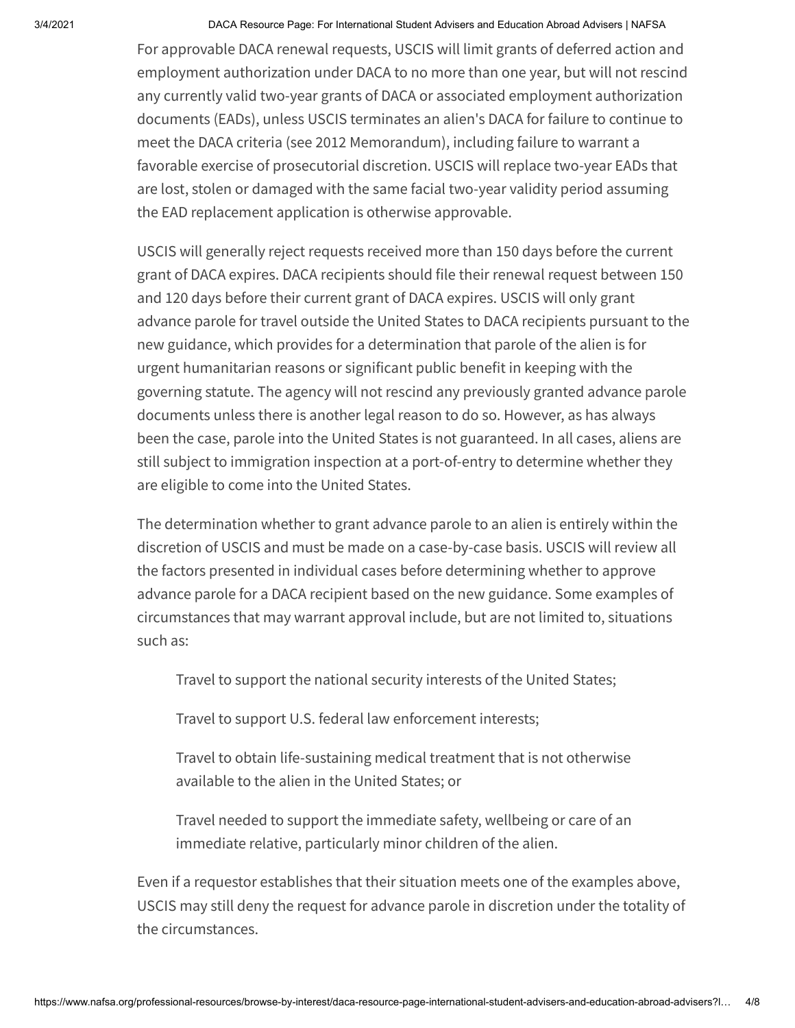For approvable DACA renewal requests, USCIS will limit grants of deferred action and employment authorization under DACA to no more than one year, but will not rescind any currently valid two-year grants of DACA or associated employment authorization documents (EADs), unless USCIS terminates an alien's DACA for failure to continue to meet the DACA criteria (see 2012 Memorandum), including failure to warrant a favorable exercise of prosecutorial discretion. USCIS will replace two-year EADs that are lost, stolen or damaged with the same facial two-year validity period assuming the EAD replacement application is otherwise approvable.

USCIS will generally reject requests received more than 150 days before the current grant of DACA expires. DACA recipients should file their renewal request between 150 and 120 days before their current grant of DACA expires. USCIS will only grant advance parole for travel outside the United States to DACA recipients pursuant to the new guidance, which provides for a determination that parole of the alien is for urgent humanitarian reasons or significant public benefit in keeping with the governing statute. The agency will not rescind any previously granted advance parole documents unless there is another legal reason to do so. However, as has always been the case, parole into the United States is not guaranteed. In all cases, aliens are still subject to immigration inspection at a port-of-entry to determine whether they are eligible to come into the United States.

The determination whether to grant advance parole to an alien is entirely within the discretion of USCIS and must be made on a case-by-case basis. USCIS will review all the factors presented in individual cases before determining whether to approve advance parole for a DACA recipient based on the new guidance. Some examples of circumstances that may warrant approval include, but are not limited to, situations such as:

> Travel to support the national security interests of the United States;
>
> Travel to support U.S. federal law enforcement interests;
>
> Travel to obtain life-sustaining medical treatment that is not otherwise available to the alien in the United States; or
>
> Travel needed to support the immediate safety, wellbeing or care of an immediate relative, particularly minor children of the alien.

Even if a requestor establishes that their situation meets one of the examples above, USCIS may still deny the request for advance parole in discretion under the totality of the circumstances.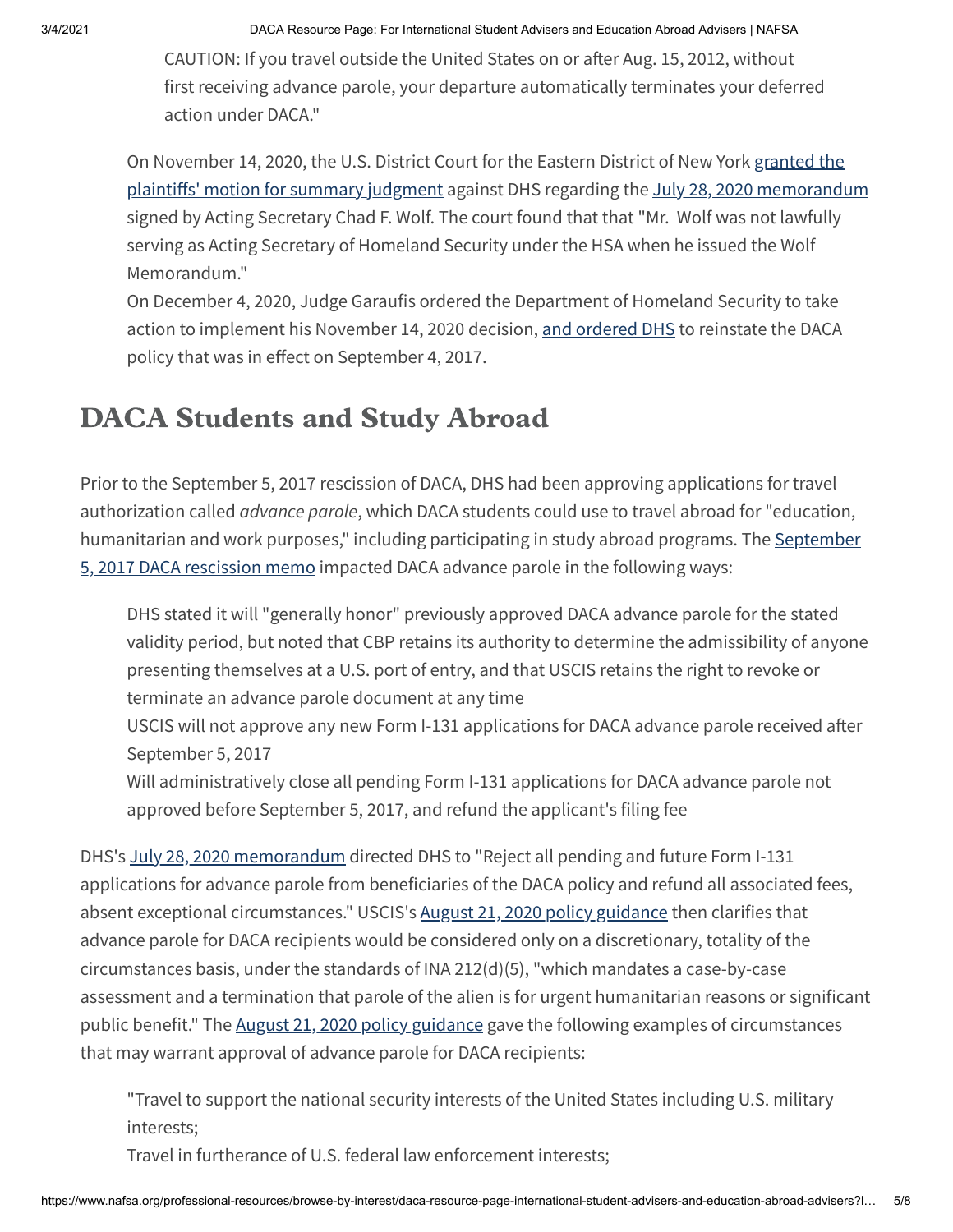> CAUTION: If you travel outside the United States on or after Aug. 15, 2012, without first receiving advance parole, your departure automatically terminates your deferred action under DACA."

On November 14, 2020, the U.S. District Court for the Eastern District of New York granted the plaintiffs' motion for summary judgment against DHS regarding the July 28, 2020 memorandum signed by Acting Secretary Chad F. Wolf. The court found that that "Mr. Wolf was not lawfully serving as Acting Secretary of Homeland Security under the HSA when he issued the Wolf Memorandum."

On December 4, 2020, Judge Garaufis ordered the Department of Homeland Security to take action to implement his November 14, 2020 decision, and ordered DHS to reinstate the DACA policy that was in effect on September 4, 2017.

## DACA Students and Study Abroad

Prior to the September 5, 2017 rescission of DACA, DHS had been approving applications for travel authorization called *advance parole*, which DACA students could use to travel abroad for "education, humanitarian and work purposes," including participating in study abroad programs. The September 5, 2017 DACA rescission memo impacted DACA advance parole in the following ways:

- DHS stated it will "generally honor" previously approved DACA advance parole for the stated validity period, but noted that CBP retains its authority to determine the admissibility of anyone presenting themselves at a U.S. port of entry, and that USCIS retains the right to revoke or terminate an advance parole document at any time
- USCIS will not approve any new Form I-131 applications for DACA advance parole received after September 5, 2017
- Will administratively close all pending Form I-131 applications for DACA advance parole not approved before September 5, 2017, and refund the applicant's filing fee

DHS's July 28, 2020 memorandum directed DHS to "Reject all pending and future Form I-131 applications for advance parole from beneficiaries of the DACA policy and refund all associated fees, absent exceptional circumstances." USCIS's August 21, 2020 policy guidance then clarifies that advance parole for DACA recipients would be considered only on a discretionary, totality of the circumstances basis, under the standards of INA 212(d)(5), "which mandates a case-by-case assessment and a termination that parole of the alien is for urgent humanitarian reasons or significant public benefit." The August 21, 2020 policy guidance gave the following examples of circumstances that may warrant approval of advance parole for DACA recipients:

> "Travel to support the national security interests of the United States including U.S. military interests;
>
> Travel in furtherance of U.S. federal law enforcement interests;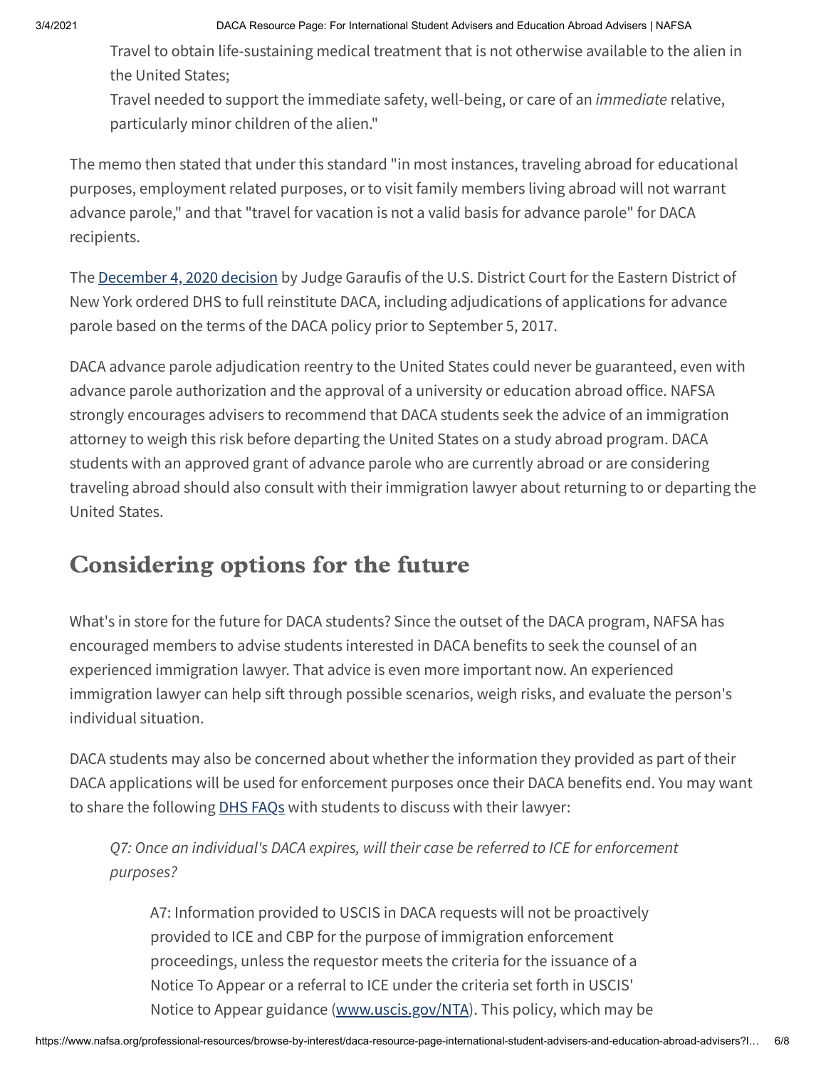> Travel to obtain life-sustaining medical treatment that is not otherwise available to the alien in the United States;
> Travel needed to support the immediate safety, well-being, or care of an *immediate* relative, particularly minor children of the alien."

The memo then stated that under this standard "in most instances, traveling abroad for educational purposes, employment related purposes, or to visit family members living abroad will not warrant advance parole," and that "travel for vacation is not a valid basis for advance parole" for DACA recipients.

The December 4, 2020 decision by Judge Garaufis of the U.S. District Court for the Eastern District of New York ordered DHS to full reinstitute DACA, including adjudications of applications for advance parole based on the terms of the DACA policy prior to September 5, 2017.

DACA advance parole adjudication reentry to the United States could never be guaranteed, even with advance parole authorization and the approval of a university or education abroad office. NAFSA strongly encourages advisers to recommend that DACA students seek the advice of an immigration attorney to weigh this risk before departing the United States on a study abroad program. DACA students with an approved grant of advance parole who are currently abroad or are considering traveling abroad should also consult with their immigration lawyer about returning to or departing the United States.

## Considering options for the future

What's in store for the future for DACA students? Since the outset of the DACA program, NAFSA has encouraged members to advise students interested in DACA benefits to seek the counsel of an experienced immigration lawyer. That advice is even more important now. An experienced immigration lawyer can help sift through possible scenarios, weigh risks, and evaluate the person's individual situation.

DACA students may also be concerned about whether the information they provided as part of their DACA applications will be used for enforcement purposes once their DACA benefits end. You may want to share the following DHS FAQs with students to discuss with their lawyer:

> *Q7: Once an individual's DACA expires, will their case be referred to ICE for enforcement purposes?*
>
> > A7: Information provided to USCIS in DACA requests will not be proactively provided to ICE and CBP for the purpose of immigration enforcement proceedings, unless the requestor meets the criteria for the issuance of a Notice To Appear or a referral to ICE under the criteria set forth in USCIS' Notice to Appear guidance (www.uscis.gov/NTA). This policy, which may be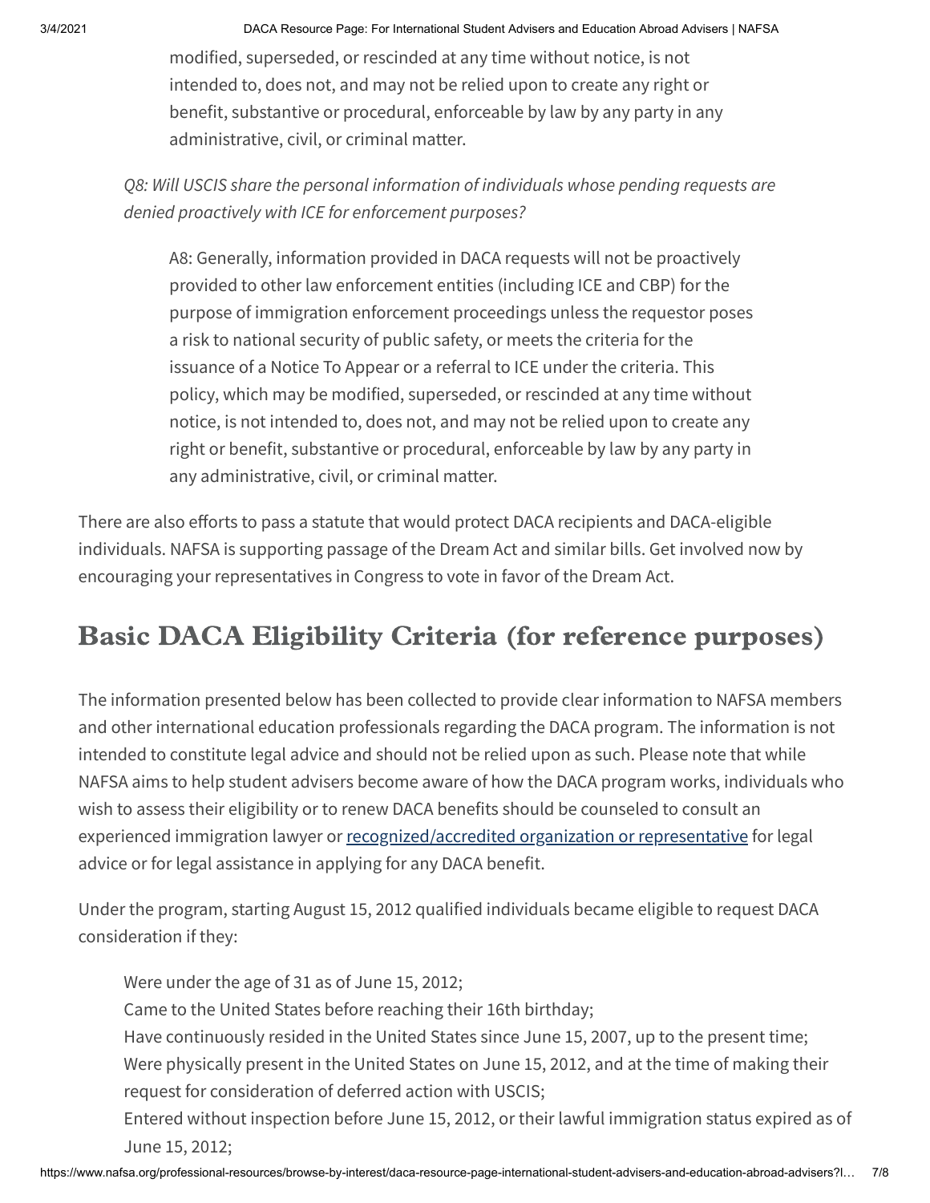> modified, superseded, or rescinded at any time without notice, is not intended to, does not, and may not be relied upon to create any right or benefit, substantive or procedural, enforceable by law by any party in any administrative, civil, or criminal matter.

*Q8: Will USCIS share the personal information of individuals whose pending requests are denied proactively with ICE for enforcement purposes?*

> A8: Generally, information provided in DACA requests will not be proactively provided to other law enforcement entities (including ICE and CBP) for the purpose of immigration enforcement proceedings unless the requestor poses a risk to national security of public safety, or meets the criteria for the issuance of a Notice To Appear or a referral to ICE under the criteria. This policy, which may be modified, superseded, or rescinded at any time without notice, is not intended to, does not, and may not be relied upon to create any right or benefit, substantive or procedural, enforceable by law by any party in any administrative, civil, or criminal matter.

There are also efforts to pass a statute that would protect DACA recipients and DACA-eligible individuals. NAFSA is supporting passage of the Dream Act and similar bills. Get involved now by encouraging your representatives in Congress to vote in favor of the Dream Act.

## Basic DACA Eligibility Criteria (for reference purposes)

The information presented below has been collected to provide clear information to NAFSA members and other international education professionals regarding the DACA program. The information is not intended to constitute legal advice and should not be relied upon as such. Please note that while NAFSA aims to help student advisers become aware of how the DACA program works, individuals who wish to assess their eligibility or to renew DACA benefits should be counseled to consult an experienced immigration lawyer or recognized/accredited organization or representative for legal advice or for legal assistance in applying for any DACA benefit.

Under the program, starting August 15, 2012 qualified individuals became eligible to request DACA consideration if they:

- Were under the age of 31 as of June 15, 2012;
- Came to the United States before reaching their 16th birthday;
- Have continuously resided in the United States since June 15, 2007, up to the present time;
- Were physically present in the United States on June 15, 2012, and at the time of making their request for consideration of deferred action with USCIS;
- Entered without inspection before June 15, 2012, or their lawful immigration status expired as of June 15, 2012;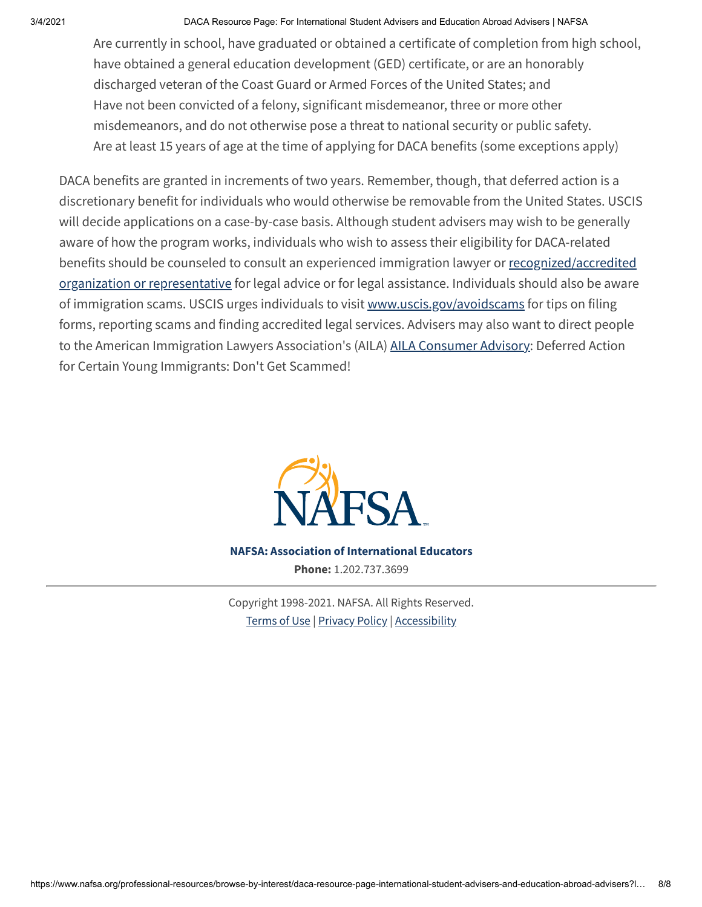- Are currently in school, have graduated or obtained a certificate of completion from high school, have obtained a general education development (GED) certificate, or are an honorably discharged veteran of the Coast Guard or Armed Forces of the United States; and
- Have not been convicted of a felony, significant misdemeanor, three or more other misdemeanors, and do not otherwise pose a threat to national security or public safety.
- Are at least 15 years of age at the time of applying for DACA benefits (some exceptions apply)

DACA benefits are granted in increments of two years. Remember, though, that deferred action is a discretionary benefit for individuals who would otherwise be removable from the United States. USCIS will decide applications on a case-by-case basis. Although student advisers may wish to be generally aware of how the program works, individuals who wish to assess their eligibility for DACA-related benefits should be counseled to consult an experienced immigration lawyer or recognized/accredited organization or representative for legal advice or for legal assistance. Individuals should also be aware of immigration scams. USCIS urges individuals to visit www.uscis.gov/avoidscams for tips on filing forms, reporting scams and finding accredited legal services. Advisers may also want to direct people to the American Immigration Lawyers Association's (AILA) AILA Consumer Advisory: Deferred Action for Certain Young Immigrants: Don't Get Scammed!

NAFSA

**NAFSA: Association of International Educators**

**Phone:** 1.202.737.3699

Copyright 1998-2021. NAFSA. All Rights Reserved.

Terms of Use | Privacy Policy | Accessibility